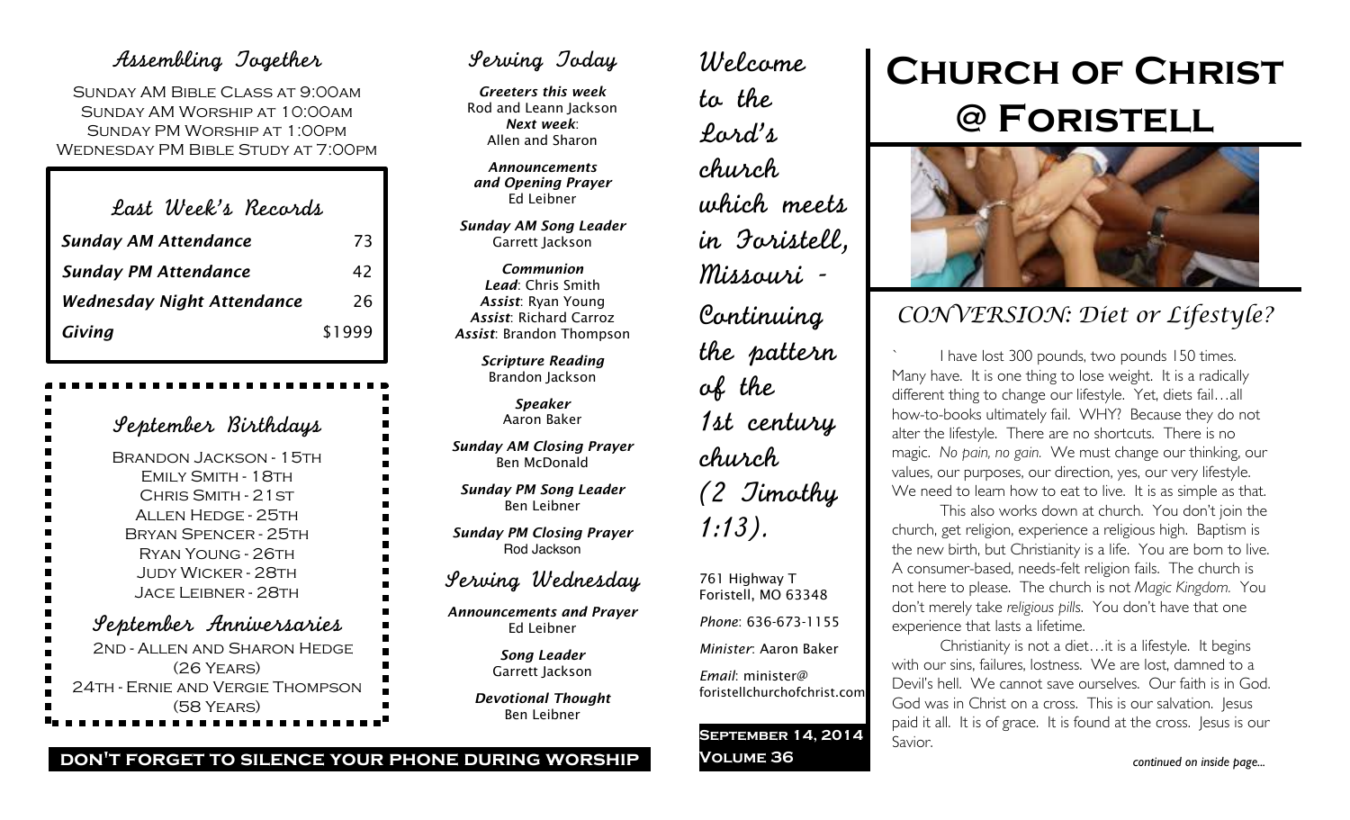# Church of Christ @ Foristell

## CONVERSION: Diet or Lifestyle?

I have lost 300 pounds, two pounds 150 times. Many have. It is one thing to lose weight. It is a radically different thing to change our lifestyle. Yet, diets fail…all how-to-books ultimately fail. WHY? Because they do not alter the lifestyle. There are no shortcuts. There is no magic. *No pain, no gain.* We must change our thinking, our values, our purposes, our direction, yes, our very lifestyle. We need to learn how to eat to live. It is as simple as that.

This also works down at church. You don't join the church, get religion, experience a religious high. Baptism is the new birth, but Christianity is a life. You are born to live. A consumer-based, needs-felt religion fails. The church is not here to please. The church is not *Magic Kingdom.* You don't merely take *religious pills*. You don't have that one experience that lasts a lifetime.

Christianity is not a diet…it is a lifestyle. It begins with our sins, failures, lostness. We are lost, damned to a Devil's hell. We cannot save ourselves. Our faith is in God. God was in Christ on a cross. This is our salvation. Jesus paid it all. It is of grace. It is found at the cross. Jesus is our Savior.

*continued on inside page...*

## Welcome to the Lord's church which meets in Foristell, Missouri - Continuing the pattern of the 1st century church (2 Timothy 1:13).

761 Highway T
Foristell, MO 63348

*Phone*: 636-673-1155

*Minister*: Aaron Baker

*Email*: minister@foristellchurchofchrist.com

**September 14, 2014**
**Volume 36**

## Assembling Together

Sunday AM Bible Class at 9:00am
Sunday AM Worship at 10:00am
Sunday PM Worship at 1:00pm
Wednesday PM Bible Study at 7:00pm

## Last Week's Records

| | |
|---|---|
| ***Sunday AM Attendance*** | 73 |
| ***Sunday PM Attendance*** | 42 |
| ***Wednesday Night Attendance*** | 26 |
| ***Giving*** | $1999 |

## September Birthdays

Brandon Jackson - 15th
Emily Smith - 18th
Chris Smith - 21st
Allen Hedge - 25th
Bryan Spencer - 25th
Ryan Young - 26th
Judy Wicker - 28th
Jace Leibner - 28th

## September Anniversaries

2nd - Allen and Sharon Hedge (26 Years)
24th - Ernie and Vergie Thompson (58 Years)

## Serving Today

***Greeters this week***
Rod and Leann Jackson
***Next week***:
Allen and Sharon

***Announcements and Opening Prayer***
Ed Leibner

***Sunday AM Song Leader***
Garrett Jackson

***Communion***
***Lead***: Chris Smith
***Assist***: Ryan Young
***Assist***: Richard Carroz
***Assist***: Brandon Thompson

***Scripture Reading***
Brandon Jackson

***Speaker***
Aaron Baker

***Sunday AM Closing Prayer***
Ben McDonald

***Sunday PM Song Leader***
Ben Leibner

***Sunday PM Closing Prayer***
Rod Jackson

## Serving Wednesday

***Announcements and Prayer***
Ed Leibner

***Song Leader***
Garrett Jackson

***Devotional Thought***
Ben Leibner

**DON'T FORGET TO SILENCE YOUR PHONE DURING WORSHIP**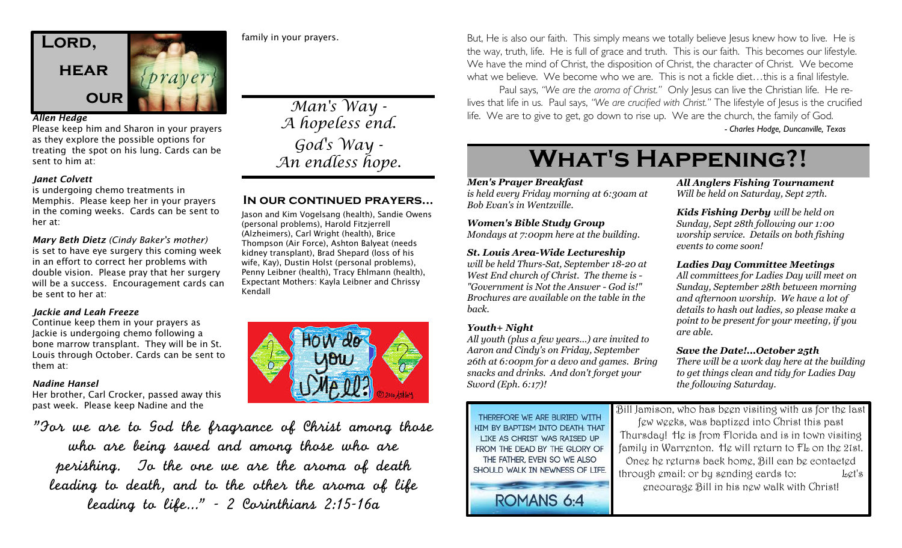# Lord, hear our prayer

***Allen Hedge***

Please keep him and Sharon in your prayers as they explore the possible options for treating the spot on his lung. Cards can be sent to him at:

***Janet Colvett***

is undergoing chemo treatments in Memphis. Please keep her in your prayers in the coming weeks. Cards can be sent to her at:

***Mary Beth Dietz*** *(Cindy Baker's mother)*

is set to have eye surgery this coming week in an effort to correct her problems with double vision. Please pray that her surgery will be a success. Encouragement cards can be sent to her at:

***Jackie and Leah Freeze***

Continue keep them in your prayers as Jackie is undergoing chemo following a bone marrow transplant. They will be in St. Louis through October. Cards can be sent to them at:

***Nadine Hansel***

Her brother, Carl Crocker, passed away this past week. Please keep Nadine and the family in your prayers.

*Man's Way - A hopeless end.*

*God's Way - An endless hope.*

## In our continued prayers...

Jason and Kim Vogelsang (health), Sandie Owens (personal problems), Harold Fitzjerrell (Alzheimers), Carl Wright (health), Brice Thompson (Air Force), Ashton Balyeat (needs kidney transplant), Brad Shepard (loss of his wife, Kay), Dustin Holst (personal problems), Penny Leibner (health), Tracy Ehlmann (health), Expectant Mothers: Kayla Leibner and Chrissy Kendall

HOW do you sMell?

"For we are to God the fragrance of Christ among those who are being saved and among those who are perishing. To the one we are the aroma of death leading to death, and to the other the aroma of life leading to life..." - 2 Corinthians 2:15-16a

But, He is also our faith. This simply means we totally believe Jesus knew how to live. He is the way, truth, life. He is full of grace and truth. This is our faith. This becomes our lifestyle. We have the mind of Christ, the disposition of Christ, the character of Christ. We become what we believe. We become who we are. This is not a fickle diet…this is a final lifestyle.

Paul says, *"We are the aroma of Christ."* Only Jesus can live the Christian life. He re-lives that life in us. Paul says, *"We are crucified with Christ."* The lifestyle of Jesus is the crucified life. We are to give to get, go down to rise up. We are the church, the family of God.

*- Charles Hodge, Duncanville, Texas*

# What's Happening?!

***Men's Prayer Breakfast***
*is held every Friday morning at 6:30am at Bob Evan's in Wentzville.*

***Women's Bible Study Group***
*Mondays at 7:00pm here at the building.*

***St. Louis Area-Wide Lectureship***
*will be held Thurs-Sat, September 18-20 at West End church of Christ. The theme is - "Government is Not the Answer - God is!" Brochures are available on the table in the back.*

***Youth+ Night***
*All youth (plus a few years...) are invited to Aaron and Cindy's on Friday, September 26th at 6:00pm for a devo and games. Bring snacks and drinks. And don't forget your Sword (Eph. 6:17)!*

***All Anglers Fishing Tournament***
*Will be held on Saturday, Sept 27th.*

***Kids Fishing Derby*** *will be held on Sunday, Sept 28th following our 1:00 worship service. Details on both fishing events to come soon!*

***Ladies Day Committee Meetings***
*All committees for Ladies Day will meet on Sunday, September 28th between morning and afternoon worship. We have a lot of details to hash out ladies, so please make a point to be present for your meeting, if you are able.*

***Save the Date!...October 25th***
*There will be a work day here at the building to get things clean and tidy for Ladies Day the following Saturday.*

THEREFORE WE ARE BURIED WITH HIM BY BAPTISM INTO DEATH: THAT LIKE AS CHRIST WAS RAISED UP FROM THE DEAD BY THE GLORY OF THE FATHER, EVEN SO WE ALSO SHOULD WALK IN NEWNESS OF LIFE.

ROMANS 6:4

Bill Jamison, who has been visiting with us for the last few weeks, was baptized into Christ this past Thursday! He is from Florida and is in town visiting family in Warrenton. He will return to FL on the 21st. Once he returns back home, Bill can be contacted through email: or by sending cards to: Let's encourage Bill in his new walk with Christ!